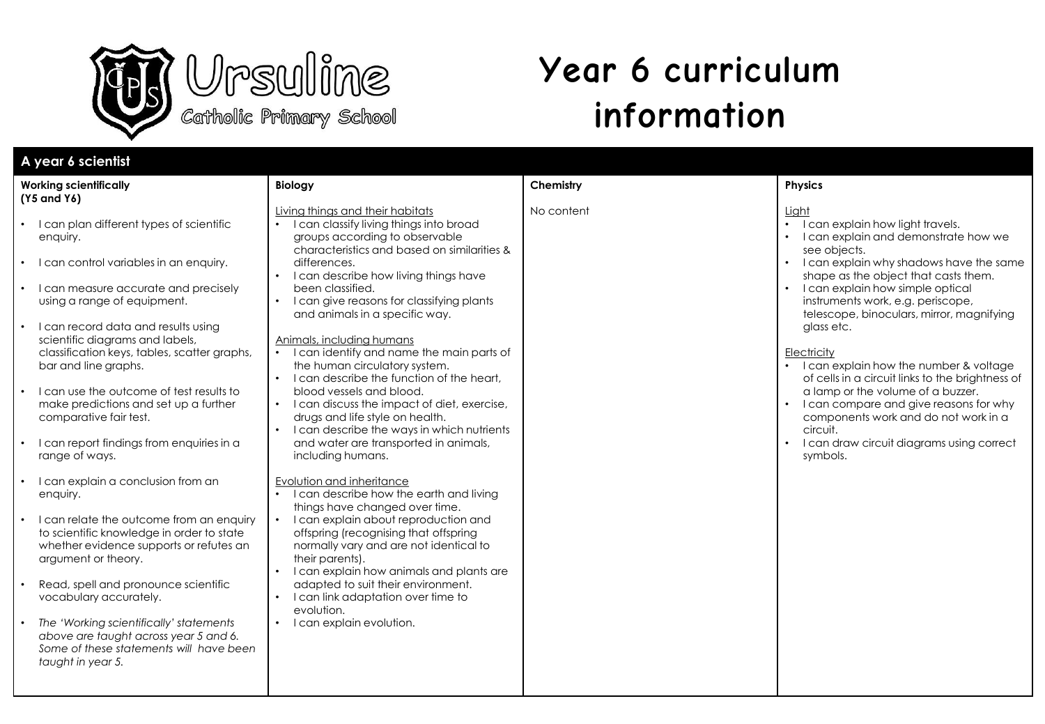Ursuline Catholic Primary School

# Year 6 curriculum information

## A year 6 scientist

### Working scientifically (Y5 and Y6)

- I can plan different types of scientific enquiry.
- I can control variables in an enquiry.
- I can measure accurate and precisely using a range of equipment.
- I can record data and results using scientific diagrams and labels, classification keys, tables, scatter graphs, bar and line graphs.
- I can use the outcome of test results to make predictions and set up a further comparative fair test.
- I can report findings from enquiries in a range of ways.
- I can explain a conclusion from an enquiry.
- I can relate the outcome from an enquiry to scientific knowledge in order to state whether evidence supports or refutes an argument or theory.
- Read, spell and pronounce scientific vocabulary accurately.
- *The 'Working scientifically' statements above are taught across year 5 and 6. Some of these statements will have been taught in year 5.*

### Biology

Living things and their habitats

- I can classify living things into broad groups according to observable characteristics and based on similarities & differences.
- I can describe how living things have been classified.
- I can give reasons for classifying plants and animals in a specific way.

Animals, including humans

- I can identify and name the main parts of the human circulatory system.
- I can describe the function of the heart, blood vessels and blood.
- I can discuss the impact of diet, exercise, drugs and life style on health.
- I can describe the ways in which nutrients and water are transported in animals, including humans.

Evolution and inheritance

- I can describe how the earth and living things have changed over time.
- I can explain about reproduction and offspring (recognising that offspring normally vary and are not identical to their parents).
- I can explain how animals and plants are adapted to suit their environment.
- I can link adaptation over time to evolution.
- I can explain evolution.

### Chemistry

No content

### Physics

Light

- I can explain how light travels.
- I can explain and demonstrate how we see objects.
- I can explain why shadows have the same shape as the object that casts them.
- I can explain how simple optical instruments work, e.g. periscope, telescope, binoculars, mirror, magnifying glass etc.

Electricity

- I can explain how the number & voltage of cells in a circuit links to the brightness of a lamp or the volume of a buzzer.
- I can compare and give reasons for why components work and do not work in a circuit.
- I can draw circuit diagrams using correct symbols.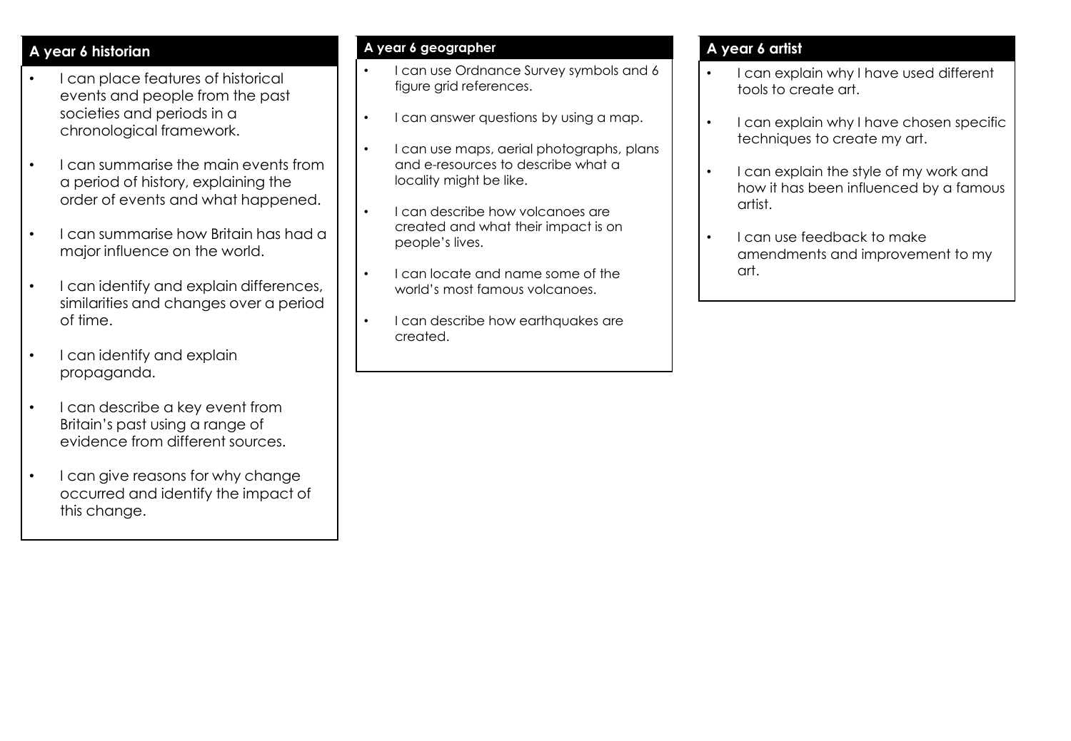## A year 6 historian

- I can place features of historical events and people from the past societies and periods in a chronological framework.
- I can summarise the main events from a period of history, explaining the order of events and what happened.
- I can summarise how Britain has had a major influence on the world.
- I can identify and explain differences, similarities and changes over a period of time.
- I can identify and explain propaganda.
- I can describe a key event from Britain's past using a range of evidence from different sources.
- I can give reasons for why change occurred and identify the impact of this change.

## A year 6 geographer

- I can use Ordnance Survey symbols and 6 figure grid references.
- I can answer questions by using a map.
- I can use maps, aerial photographs, plans and e-resources to describe what a locality might be like.
- I can describe how volcanoes are created and what their impact is on people's lives.
- I can locate and name some of the world's most famous volcanoes.
- I can describe how earthquakes are created.

## A year 6 artist

- I can explain why I have used different tools to create art.
- I can explain why I have chosen specific techniques to create my art.
- I can explain the style of my work and how it has been influenced by a famous artist.
- I can use feedback to make amendments and improvement to my art.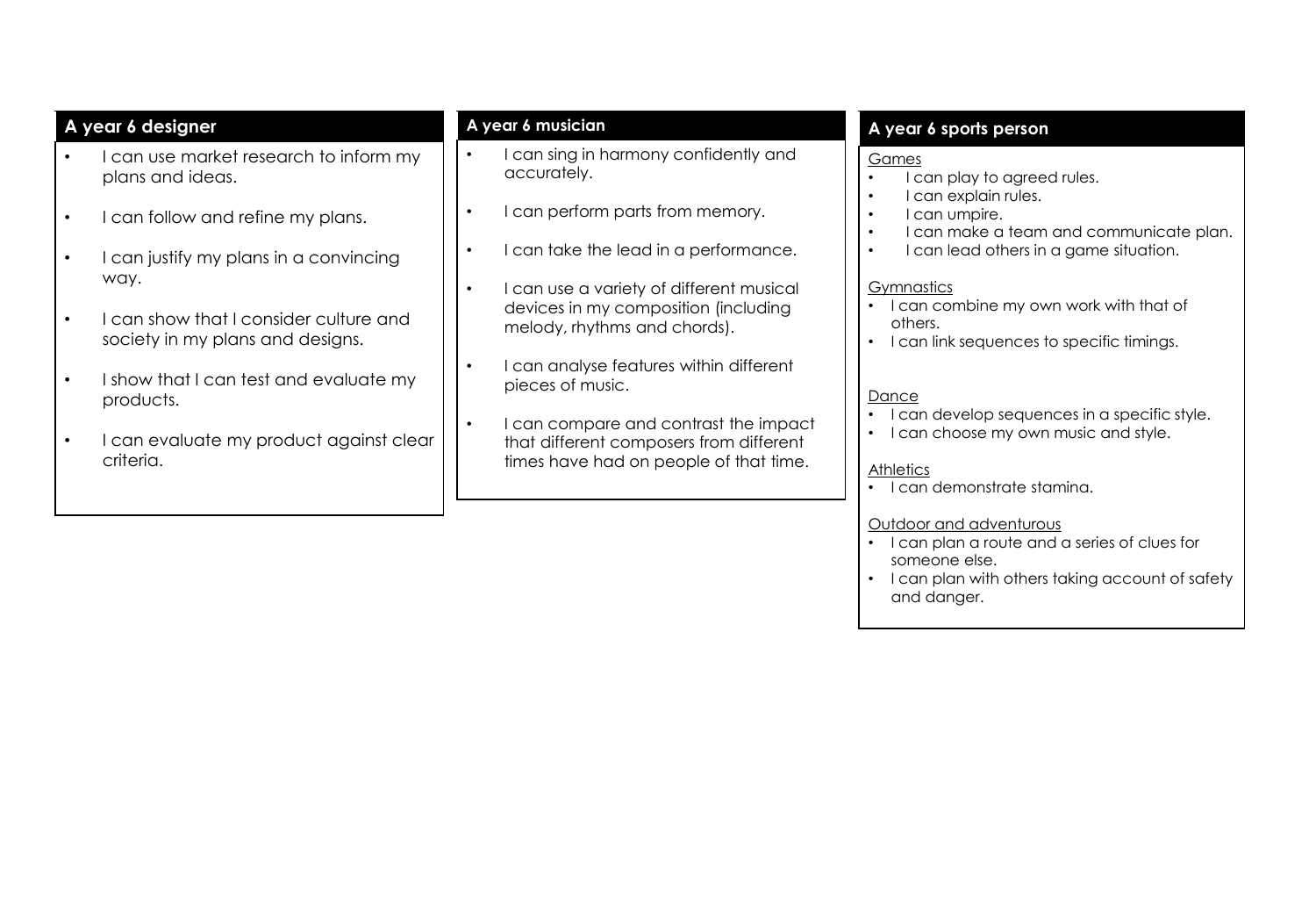## A year 6 designer

- I can use market research to inform my plans and ideas.
- I can follow and refine my plans.
- I can justify my plans in a convincing way.
- I can show that I consider culture and society in my plans and designs.
- I show that I can test and evaluate my products.
- I can evaluate my product against clear criteria.

## A year 6 musician

- I can sing in harmony confidently and accurately.
- I can perform parts from memory.
- I can take the lead in a performance.
- I can use a variety of different musical devices in my composition (including melody, rhythms and chords).
- I can analyse features within different pieces of music.
- I can compare and contrast the impact that different composers from different times have had on people of that time.

## A year 6 sports person

Games

- I can play to agreed rules.
- I can explain rules.
- I can umpire.
- I can make a team and communicate plan.
- I can lead others in a game situation.

Gymnastics

- I can combine my own work with that of others.
- I can link sequences to specific timings.

Dance

- I can develop sequences in a specific style.
- I can choose my own music and style.

Athletics

- I can demonstrate stamina.

Outdoor and adventurous

- I can plan a route and a series of clues for someone else.
- I can plan with others taking account of safety and danger.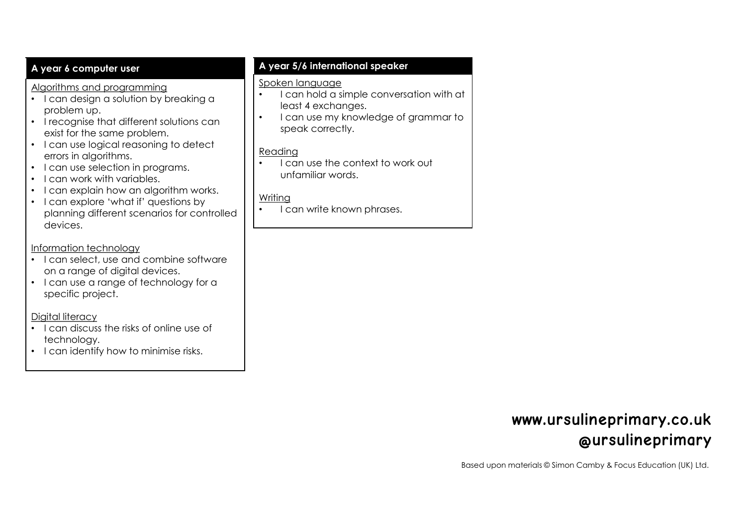## A year 6 computer user

<u>Algorithms and programming</u>

- I can design a solution by breaking a problem up.
- I recognise that different solutions can exist for the same problem.
- I can use logical reasoning to detect errors in algorithms.
- I can use selection in programs.
- I can work with variables.
- I can explain how an algorithm works.
- I can explore 'what if' questions by planning different scenarios for controlled devices.

<u>Information technology</u>

- I can select, use and combine software on a range of digital devices.
- I can use a range of technology for a specific project.

<u>Digital literacy</u>

- I can discuss the risks of online use of technology.
- I can identify how to minimise risks.

## A year 5/6 international speaker

<u>Spoken language</u>

- I can hold a simple conversation with at least 4 exchanges.
- I can use my knowledge of grammar to speak correctly.

<u>Reading</u>

- I can use the context to work out unfamiliar words.

<u>Writing</u>

- I can write known phrases.

**www.ursulineprimary.co.uk**
**@ursulineprimary**

Based upon materials © Simon Camby & Focus Education (UK) Ltd.